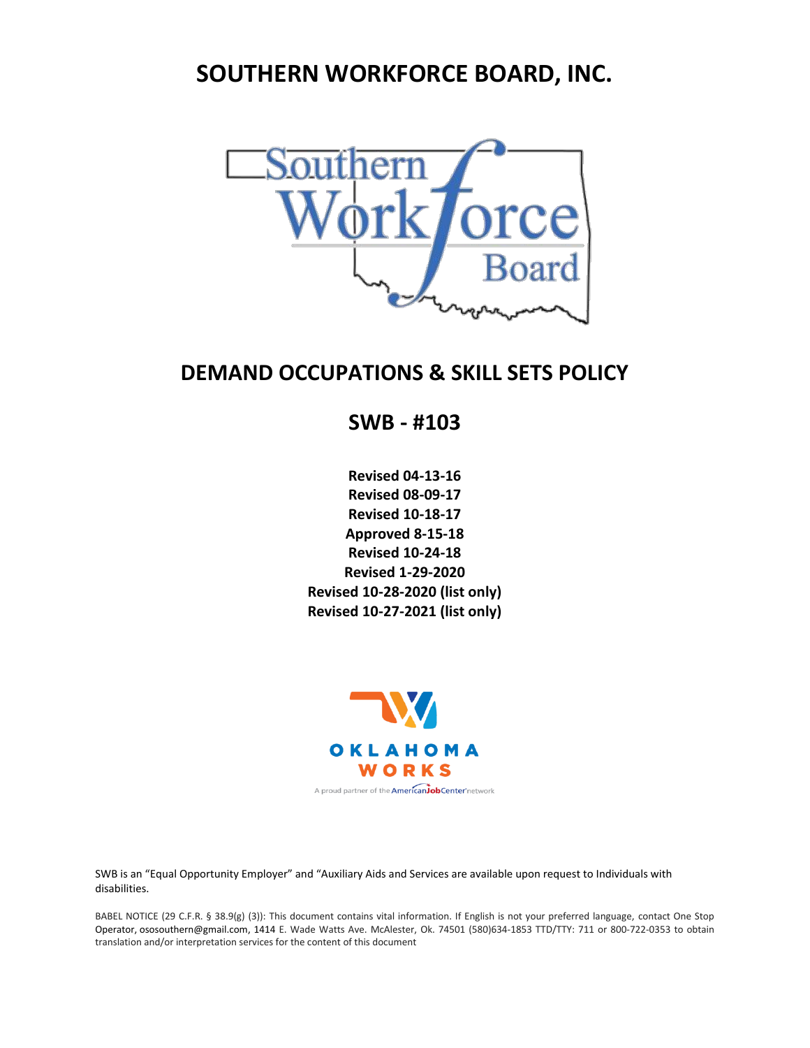# SOUTHERN WORKFORCE BOARD, INC.

## DEMAND OCCUPATIONS & SKILL SETS POLICY

## SWB - #103

**Revised 04-13-16**
**Revised 08-09-17**
**Revised 10-18-17**
**Approved 8-15-18**
**Revised 10-24-18**
**Revised 1-29-2020**
**Revised 10-28-2020 (list only)**
**Revised 10-27-2021 (list only)**

SWB is an "Equal Opportunity Employer" and "Auxiliary Aids and Services are available upon request to Individuals with disabilities.

BABEL NOTICE (29 C.F.R. § 38.9(g) (3)): This document contains vital information. If English is not your preferred language, contact One Stop Operator, ososouthern@gmail.com, 1414 E. Wade Watts Ave. McAlester, Ok. 74501 (580)634-1853 TTD/TTY: 711 or 800-722-0353 to obtain translation and/or interpretation services for the content of this document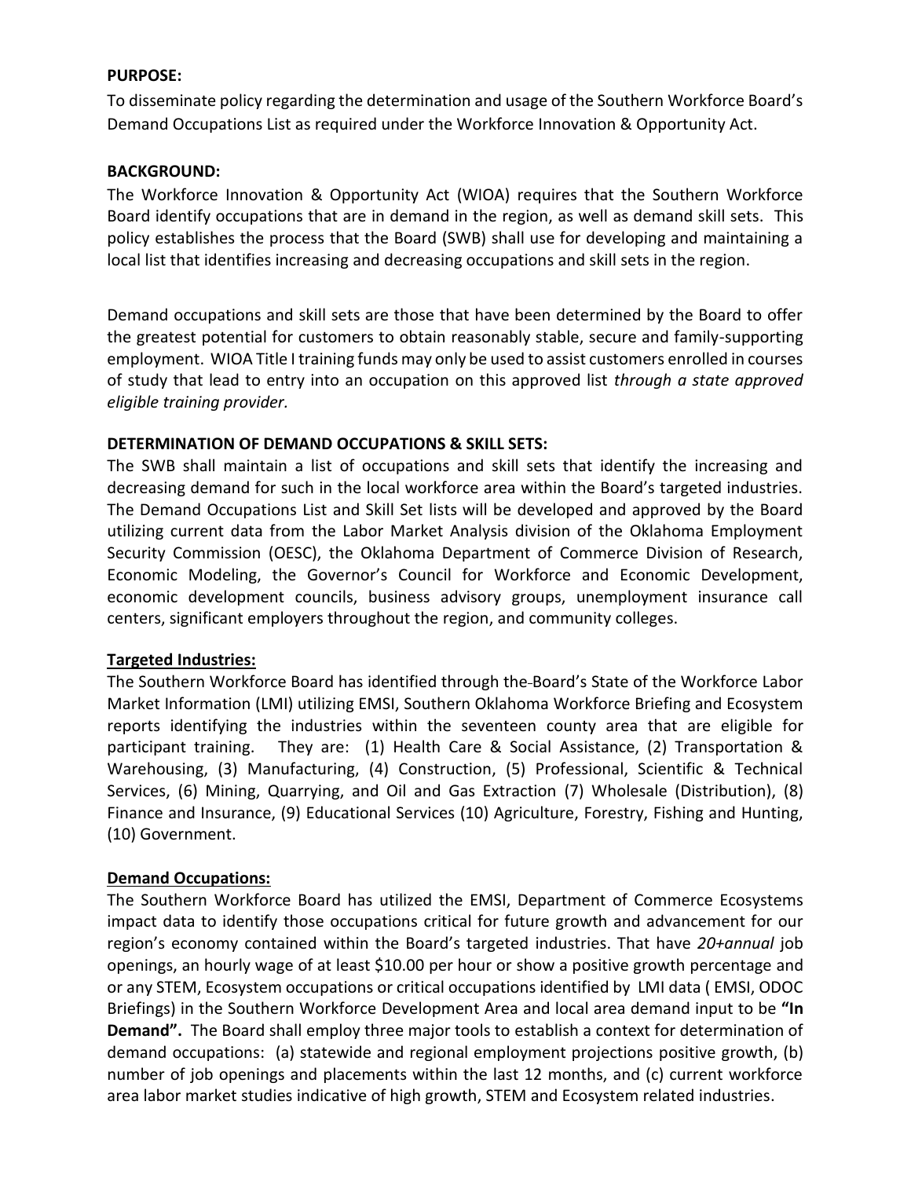**PURPOSE:**

To disseminate policy regarding the determination and usage of the Southern Workforce Board's Demand Occupations List as required under the Workforce Innovation & Opportunity Act.

**BACKGROUND:**

The Workforce Innovation & Opportunity Act (WIOA) requires that the Southern Workforce Board identify occupations that are in demand in the region, as well as demand skill sets. This policy establishes the process that the Board (SWB) shall use for developing and maintaining a local list that identifies increasing and decreasing occupations and skill sets in the region.

Demand occupations and skill sets are those that have been determined by the Board to offer the greatest potential for customers to obtain reasonably stable, secure and family-supporting employment. WIOA Title I training funds may only be used to assist customers enrolled in courses of study that lead to entry into an occupation on this approved list *through a state approved eligible training provider.*

**DETERMINATION OF DEMAND OCCUPATIONS & SKILL SETS:**

The SWB shall maintain a list of occupations and skill sets that identify the increasing and decreasing demand for such in the local workforce area within the Board's targeted industries. The Demand Occupations List and Skill Set lists will be developed and approved by the Board utilizing current data from the Labor Market Analysis division of the Oklahoma Employment Security Commission (OESC), the Oklahoma Department of Commerce Division of Research, Economic Modeling, the Governor's Council for Workforce and Economic Development, economic development councils, business advisory groups, unemployment insurance call centers, significant employers throughout the region, and community colleges.

**Targeted Industries:**

The Southern Workforce Board has identified through the Board's State of the Workforce Labor Market Information (LMI) utilizing EMSI, Southern Oklahoma Workforce Briefing and Ecosystem reports identifying the industries within the seventeen county area that are eligible for participant training. They are: (1) Health Care & Social Assistance, (2) Transportation & Warehousing, (3) Manufacturing, (4) Construction, (5) Professional, Scientific & Technical Services, (6) Mining, Quarrying, and Oil and Gas Extraction (7) Wholesale (Distribution), (8) Finance and Insurance, (9) Educational Services (10) Agriculture, Forestry, Fishing and Hunting, (10) Government.

**Demand Occupations:**

The Southern Workforce Board has utilized the EMSI, Department of Commerce Ecosystems impact data to identify those occupations critical for future growth and advancement for our region's economy contained within the Board's targeted industries. That have *20+annual* job openings, an hourly wage of at least $10.00 per hour or show a positive growth percentage and or any STEM, Ecosystem occupations or critical occupations identified by LMI data ( EMSI, ODOC Briefings) in the Southern Workforce Development Area and local area demand input to be **"In Demand".** The Board shall employ three major tools to establish a context for determination of demand occupations: (a) statewide and regional employment projections positive growth, (b) number of job openings and placements within the last 12 months, and (c) current workforce area labor market studies indicative of high growth, STEM and Ecosystem related industries.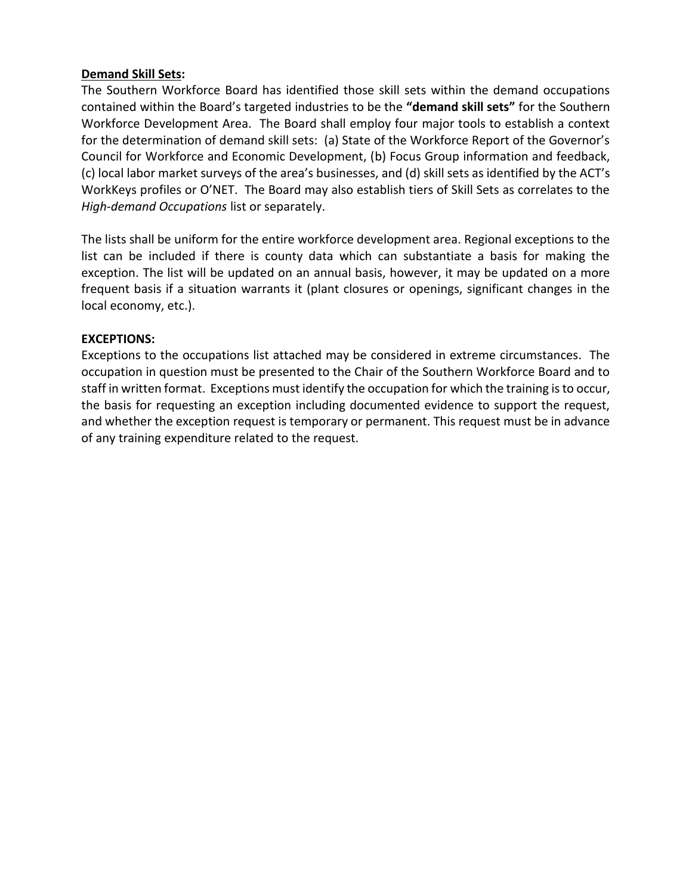**Demand Skill Sets:**

The Southern Workforce Board has identified those skill sets within the demand occupations contained within the Board's targeted industries to be the **"demand skill sets"** for the Southern Workforce Development Area. The Board shall employ four major tools to establish a context for the determination of demand skill sets: (a) State of the Workforce Report of the Governor's Council for Workforce and Economic Development, (b) Focus Group information and feedback, (c) local labor market surveys of the area's businesses, and (d) skill sets as identified by the ACT's WorkKeys profiles or O'NET. The Board may also establish tiers of Skill Sets as correlates to the *High-demand Occupations* list or separately.

The lists shall be uniform for the entire workforce development area. Regional exceptions to the list can be included if there is county data which can substantiate a basis for making the exception. The list will be updated on an annual basis, however, it may be updated on a more frequent basis if a situation warrants it (plant closures or openings, significant changes in the local economy, etc.).

**EXCEPTIONS:**

Exceptions to the occupations list attached may be considered in extreme circumstances. The occupation in question must be presented to the Chair of the Southern Workforce Board and to staff in written format. Exceptions must identify the occupation for which the training is to occur, the basis for requesting an exception including documented evidence to support the request, and whether the exception request is temporary or permanent. This request must be in advance of any training expenditure related to the request.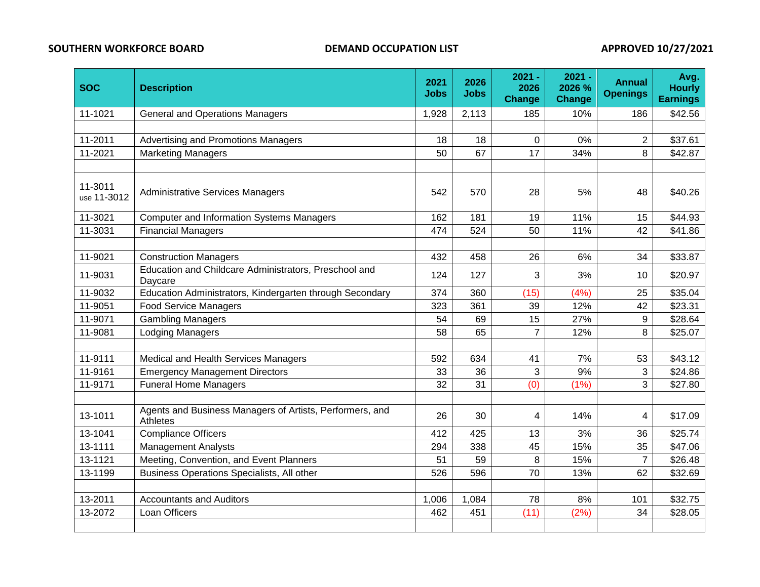**SOUTHERN WORKFORCE BOARD** **DEMAND OCCUPATION LIST** **APPROVED 10/27/2021**

| SOC | Description | 2021 Jobs | 2026 Jobs | 2021 - 2026 Change | 2021 - 2026 % Change | Annual Openings | Avg. Hourly Earnings |
|---|---|---|---|---|---|---|---|
| 11-1021 | General and Operations Managers | 1,928 | 2,113 | 185 | 10% | 186 | $42.56 |
| | | | | | | | |
| 11-2011 | Advertising and Promotions Managers | 18 | 18 | 0 | 0% | 2 | $37.61 |
| 11-2021 | Marketing Managers | 50 | 67 | 17 | 34% | 8 | $42.87 |
| | | | | | | | |
| 11-3011 use 11-3012 | Administrative Services Managers | 542 | 570 | 28 | 5% | 48 | $40.26 |
| 11-3021 | Computer and Information Systems Managers | 162 | 181 | 19 | 11% | 15 | $44.93 |
| 11-3031 | Financial Managers | 474 | 524 | 50 | 11% | 42 | $41.86 |
| | | | | | | | |
| 11-9021 | Construction Managers | 432 | 458 | 26 | 6% | 34 | $33.87 |
| 11-9031 | Education and Childcare Administrators, Preschool and Daycare | 124 | 127 | 3 | 3% | 10 | $20.97 |
| 11-9032 | Education Administrators, Kindergarten through Secondary | 374 | 360 | (15) | (4%) | 25 | $35.04 |
| 11-9051 | Food Service Managers | 323 | 361 | 39 | 12% | 42 | $23.31 |
| 11-9071 | Gambling Managers | 54 | 69 | 15 | 27% | 9 | $28.64 |
| 11-9081 | Lodging Managers | 58 | 65 | 7 | 12% | 8 | $25.07 |
| | | | | | | | |
| 11-9111 | Medical and Health Services Managers | 592 | 634 | 41 | 7% | 53 | $43.12 |
| 11-9161 | Emergency Management Directors | 33 | 36 | 3 | 9% | 3 | $24.86 |
| 11-9171 | Funeral Home Managers | 32 | 31 | (0) | (1%) | 3 | $27.80 |
| | | | | | | | |
| 13-1011 | Agents and Business Managers of Artists, Performers, and Athletes | 26 | 30 | 4 | 14% | 4 | $17.09 |
| 13-1041 | Compliance Officers | 412 | 425 | 13 | 3% | 36 | $25.74 |
| 13-1111 | Management Analysts | 294 | 338 | 45 | 15% | 35 | $47.06 |
| 13-1121 | Meeting, Convention, and Event Planners | 51 | 59 | 8 | 15% | 7 | $26.48 |
| 13-1199 | Business Operations Specialists, All other | 526 | 596 | 70 | 13% | 62 | $32.69 |
| | | | | | | | |
| 13-2011 | Accountants and Auditors | 1,006 | 1,084 | 78 | 8% | 101 | $32.75 |
| 13-2072 | Loan Officers | 462 | 451 | (11) | (2%) | 34 | $28.05 |
| | | | | | | | |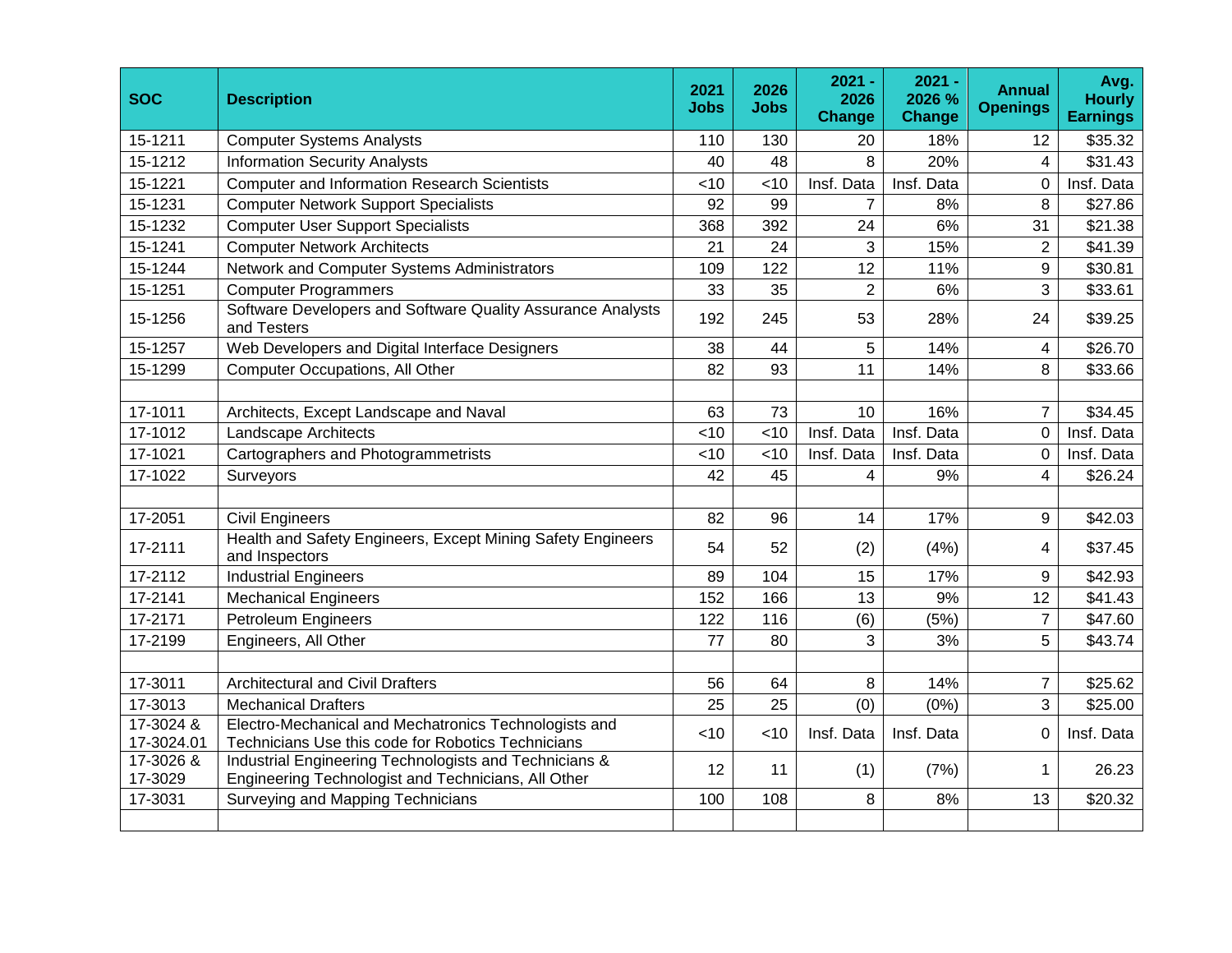| SOC | Description | 2021 Jobs | 2026 Jobs | 2021 - 2026 Change | 2021 - 2026 % Change | Annual Openings | Avg. Hourly Earnings |
|---|---|---|---|---|---|---|---|
| 15-1211 | Computer Systems Analysts | 110 | 130 | 20 | 18% | 12 | $35.32 |
| 15-1212 | Information Security Analysts | 40 | 48 | 8 | 20% | 4 | $31.43 |
| 15-1221 | Computer and Information Research Scientists | <10 | <10 | Insf. Data | Insf. Data | 0 | Insf. Data |
| 15-1231 | Computer Network Support Specialists | 92 | 99 | 7 | 8% | 8 | $27.86 |
| 15-1232 | Computer User Support Specialists | 368 | 392 | 24 | 6% | 31 | $21.38 |
| 15-1241 | Computer Network Architects | 21 | 24 | 3 | 15% | 2 | $41.39 |
| 15-1244 | Network and Computer Systems Administrators | 109 | 122 | 12 | 11% | 9 | $30.81 |
| 15-1251 | Computer Programmers | 33 | 35 | 2 | 6% | 3 | $33.61 |
| 15-1256 | Software Developers and Software Quality Assurance Analysts and Testers | 192 | 245 | 53 | 28% | 24 | $39.25 |
| 15-1257 | Web Developers and Digital Interface Designers | 38 | 44 | 5 | 14% | 4 | $26.70 |
| 15-1299 | Computer Occupations, All Other | 82 | 93 | 11 | 14% | 8 | $33.66 |
| | | | | | | | |
| 17-1011 | Architects, Except Landscape and Naval | 63 | 73 | 10 | 16% | 7 | $34.45 |
| 17-1012 | Landscape Architects | <10 | <10 | Insf. Data | Insf. Data | 0 | Insf. Data |
| 17-1021 | Cartographers and Photogrammetrists | <10 | <10 | Insf. Data | Insf. Data | 0 | Insf. Data |
| 17-1022 | Surveyors | 42 | 45 | 4 | 9% | 4 | $26.24 |
| | | | | | | | |
| 17-2051 | Civil Engineers | 82 | 96 | 14 | 17% | 9 | $42.03 |
| 17-2111 | Health and Safety Engineers, Except Mining Safety Engineers and Inspectors | 54 | 52 | (2) | (4%) | 4 | $37.45 |
| 17-2112 | Industrial Engineers | 89 | 104 | 15 | 17% | 9 | $42.93 |
| 17-2141 | Mechanical Engineers | 152 | 166 | 13 | 9% | 12 | $41.43 |
| 17-2171 | Petroleum Engineers | 122 | 116 | (6) | (5%) | 7 | $47.60 |
| 17-2199 | Engineers, All Other | 77 | 80 | 3 | 3% | 5 | $43.74 |
| | | | | | | | |
| 17-3011 | Architectural and Civil Drafters | 56 | 64 | 8 | 14% | 7 | $25.62 |
| 17-3013 | Mechanical Drafters | 25 | 25 | (0) | (0%) | 3 | $25.00 |
| 17-3024 & 17-3024.01 | Electro-Mechanical and Mechatronics Technologists and Technicians Use this code for Robotics Technicians | <10 | <10 | Insf. Data | Insf. Data | 0 | Insf. Data |
| 17-3026 & 17-3029 | Industrial Engineering Technologists and Technicians & Engineering Technologist and Technicians, All Other | 12 | 11 | (1) | (7%) | 1 | 26.23 |
| 17-3031 | Surveying and Mapping Technicians | 100 | 108 | 8 | 8% | 13 | $20.32 |
| | | | | | | | |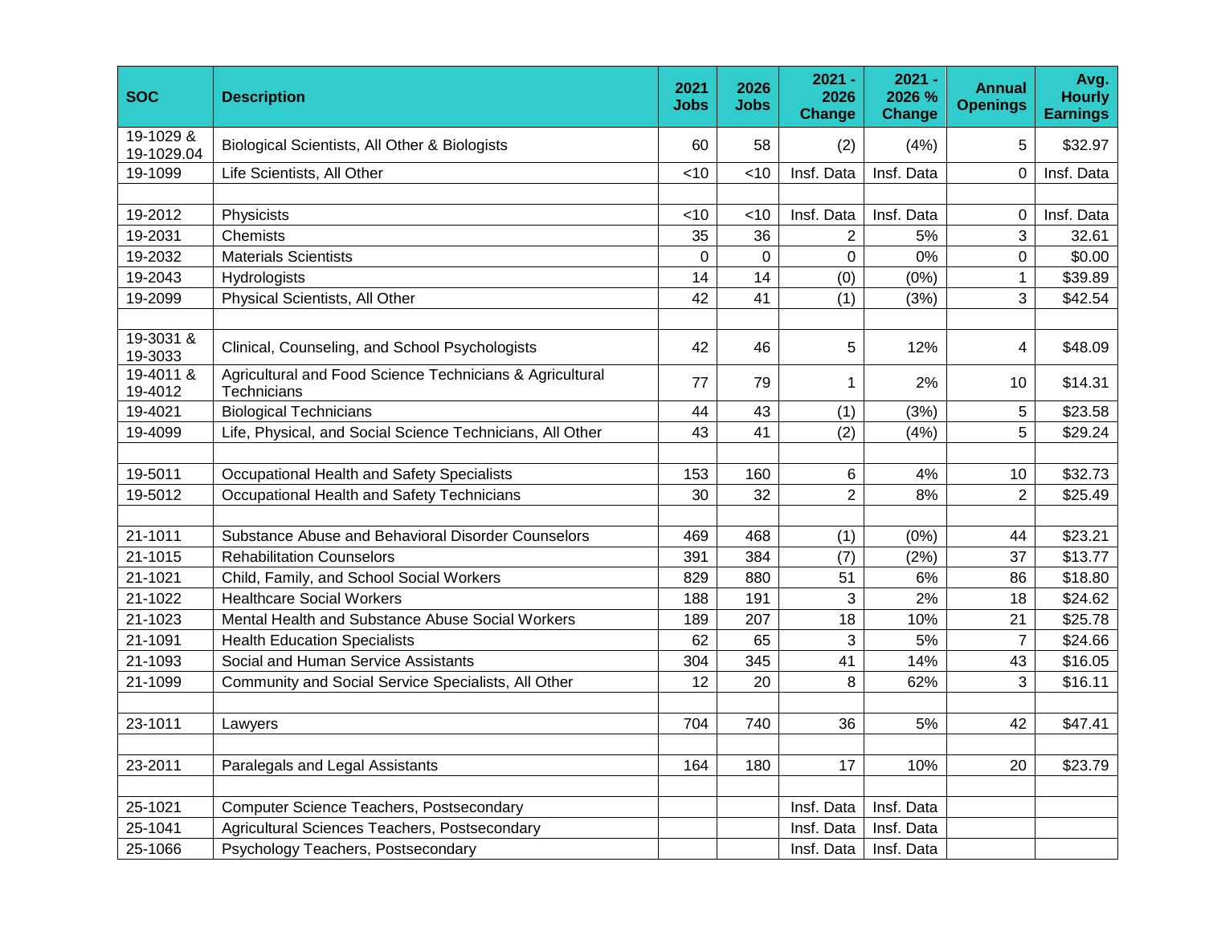| SOC | Description | 2021 Jobs | 2026 Jobs | 2021 - 2026 Change | 2021 - 2026 % Change | Annual Openings | Avg. Hourly Earnings |
|---|---|---|---|---|---|---|---|
| 19-1029 & 19-1029.04 | Biological Scientists, All Other & Biologists | 60 | 58 | (2) | (4%) | 5 | $32.97 |
| 19-1099 | Life Scientists, All Other | <10 | <10 | Insf. Data | Insf. Data | 0 | Insf. Data |
| | | | | | | | |
| 19-2012 | Physicists | <10 | <10 | Insf. Data | Insf. Data | 0 | Insf. Data |
| 19-2031 | Chemists | 35 | 36 | 2 | 5% | 3 | 32.61 |
| 19-2032 | Materials Scientists | 0 | 0 | 0 | 0% | 0 | $0.00 |
| 19-2043 | Hydrologists | 14 | 14 | (0) | (0%) | 1 | $39.89 |
| 19-2099 | Physical Scientists, All Other | 42 | 41 | (1) | (3%) | 3 | $42.54 |
| | | | | | | | |
| 19-3031 & 19-3033 | Clinical, Counseling, and School Psychologists | 42 | 46 | 5 | 12% | 4 | $48.09 |
| 19-4011 & 19-4012 | Agricultural and Food Science Technicians & Agricultural Technicians | 77 | 79 | 1 | 2% | 10 | $14.31 |
| 19-4021 | Biological Technicians | 44 | 43 | (1) | (3%) | 5 | $23.58 |
| 19-4099 | Life, Physical, and Social Science Technicians, All Other | 43 | 41 | (2) | (4%) | 5 | $29.24 |
| | | | | | | | |
| 19-5011 | Occupational Health and Safety Specialists | 153 | 160 | 6 | 4% | 10 | $32.73 |
| 19-5012 | Occupational Health and Safety Technicians | 30 | 32 | 2 | 8% | 2 | $25.49 |
| | | | | | | | |
| 21-1011 | Substance Abuse and Behavioral Disorder Counselors | 469 | 468 | (1) | (0%) | 44 | $23.21 |
| 21-1015 | Rehabilitation Counselors | 391 | 384 | (7) | (2%) | 37 | $13.77 |
| 21-1021 | Child, Family, and School Social Workers | 829 | 880 | 51 | 6% | 86 | $18.80 |
| 21-1022 | Healthcare Social Workers | 188 | 191 | 3 | 2% | 18 | $24.62 |
| 21-1023 | Mental Health and Substance Abuse Social Workers | 189 | 207 | 18 | 10% | 21 | $25.78 |
| 21-1091 | Health Education Specialists | 62 | 65 | 3 | 5% | 7 | $24.66 |
| 21-1093 | Social and Human Service Assistants | 304 | 345 | 41 | 14% | 43 | $16.05 |
| 21-1099 | Community and Social Service Specialists, All Other | 12 | 20 | 8 | 62% | 3 | $16.11 |
| | | | | | | | |
| 23-1011 | Lawyers | 704 | 740 | 36 | 5% | 42 | $47.41 |
| | | | | | | | |
| 23-2011 | Paralegals and Legal Assistants | 164 | 180 | 17 | 10% | 20 | $23.79 |
| | | | | | | | |
| 25-1021 | Computer Science Teachers, Postsecondary | | | Insf. Data | Insf. Data | | |
| 25-1041 | Agricultural Sciences Teachers, Postsecondary | | | Insf. Data | Insf. Data | | |
| 25-1066 | Psychology Teachers, Postsecondary | | | Insf. Data | Insf. Data | | |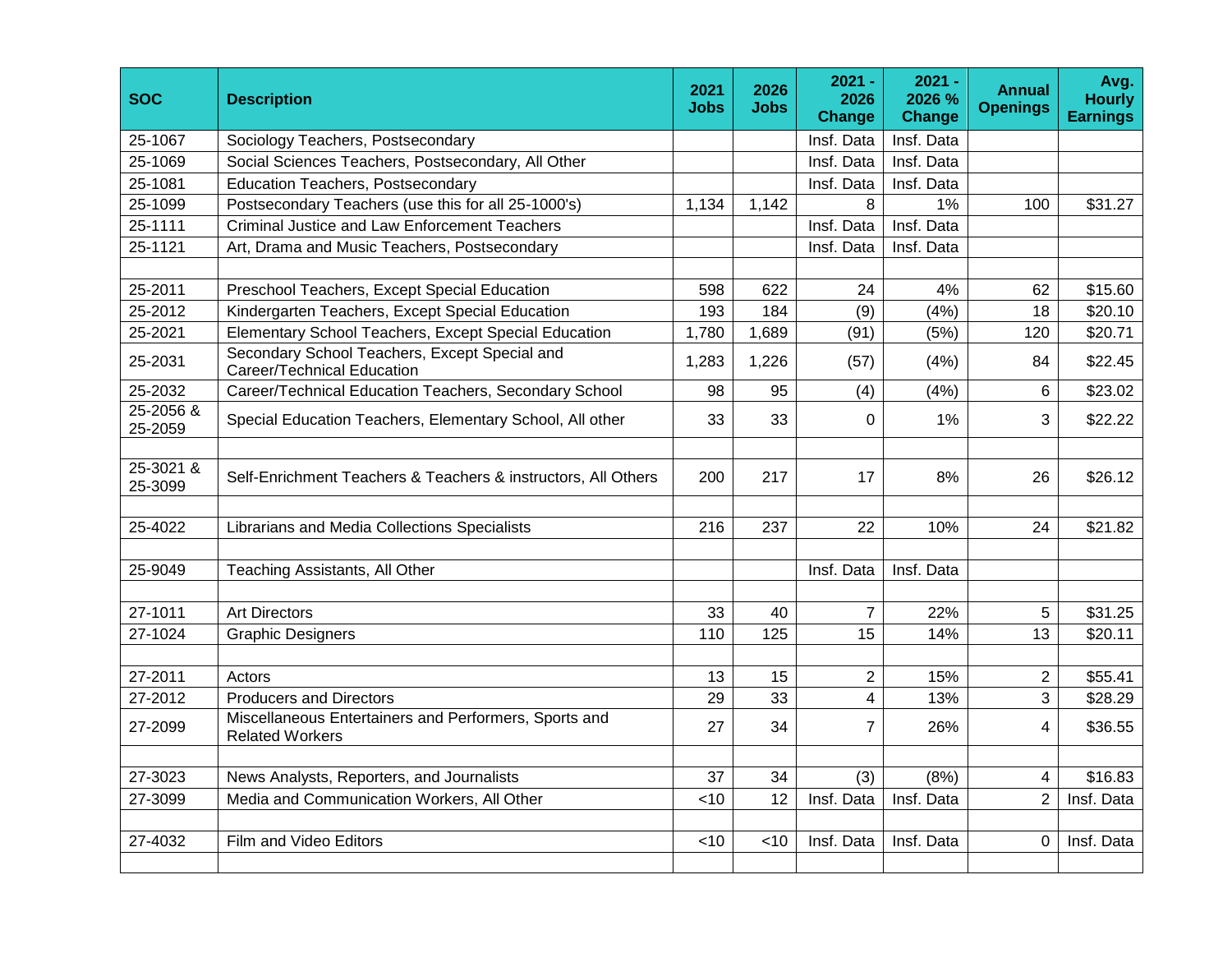| SOC | Description | 2021 Jobs | 2026 Jobs | 2021 - 2026 Change | 2021 - 2026 % Change | Annual Openings | Avg. Hourly Earnings |
|---|---|---|---|---|---|---|---|
| 25-1067 | Sociology Teachers, Postsecondary | | | Insf. Data | Insf. Data | | |
| 25-1069 | Social Sciences Teachers, Postsecondary, All Other | | | Insf. Data | Insf. Data | | |
| 25-1081 | Education Teachers, Postsecondary | | | Insf. Data | Insf. Data | | |
| 25-1099 | Postsecondary Teachers (use this for all 25-1000's) | 1,134 | 1,142 | 8 | 1% | 100 | $31.27 |
| 25-1111 | Criminal Justice and Law Enforcement Teachers | | | Insf. Data | Insf. Data | | |
| 25-1121 | Art, Drama and Music Teachers, Postsecondary | | | Insf. Data | Insf. Data | | |
| | | | | | | | |
| 25-2011 | Preschool Teachers, Except Special Education | 598 | 622 | 24 | 4% | 62 | $15.60 |
| 25-2012 | Kindergarten Teachers, Except Special Education | 193 | 184 | (9) | (4%) | 18 | $20.10 |
| 25-2021 | Elementary School Teachers, Except Special Education | 1,780 | 1,689 | (91) | (5%) | 120 | $20.71 |
| 25-2031 | Secondary School Teachers, Except Special and Career/Technical Education | 1,283 | 1,226 | (57) | (4%) | 84 | $22.45 |
| 25-2032 | Career/Technical Education Teachers, Secondary School | 98 | 95 | (4) | (4%) | 6 | $23.02 |
| 25-2056 & 25-2059 | Special Education Teachers, Elementary School, All other | 33 | 33 | 0 | 1% | 3 | $22.22 |
| | | | | | | | |
| 25-3021 & 25-3099 | Self-Enrichment Teachers & Teachers & instructors, All Others | 200 | 217 | 17 | 8% | 26 | $26.12 |
| | | | | | | | |
| 25-4022 | Librarians and Media Collections Specialists | 216 | 237 | 22 | 10% | 24 | $21.82 |
| | | | | | | | |
| 25-9049 | Teaching Assistants, All Other | | | Insf. Data | Insf. Data | | |
| | | | | | | | |
| 27-1011 | Art Directors | 33 | 40 | 7 | 22% | 5 | $31.25 |
| 27-1024 | Graphic Designers | 110 | 125 | 15 | 14% | 13 | $20.11 |
| | | | | | | | |
| 27-2011 | Actors | 13 | 15 | 2 | 15% | 2 | $55.41 |
| 27-2012 | Producers and Directors | 29 | 33 | 4 | 13% | 3 | $28.29 |
| 27-2099 | Miscellaneous Entertainers and Performers, Sports and Related Workers | 27 | 34 | 7 | 26% | 4 | $36.55 |
| | | | | | | | |
| 27-3023 | News Analysts, Reporters, and Journalists | 37 | 34 | (3) | (8%) | 4 | $16.83 |
| 27-3099 | Media and Communication Workers, All Other | <10 | 12 | Insf. Data | Insf. Data | 2 | Insf. Data |
| | | | | | | | |
| 27-4032 | Film and Video Editors | <10 | <10 | Insf. Data | Insf. Data | 0 | Insf. Data |
| | | | | | | | |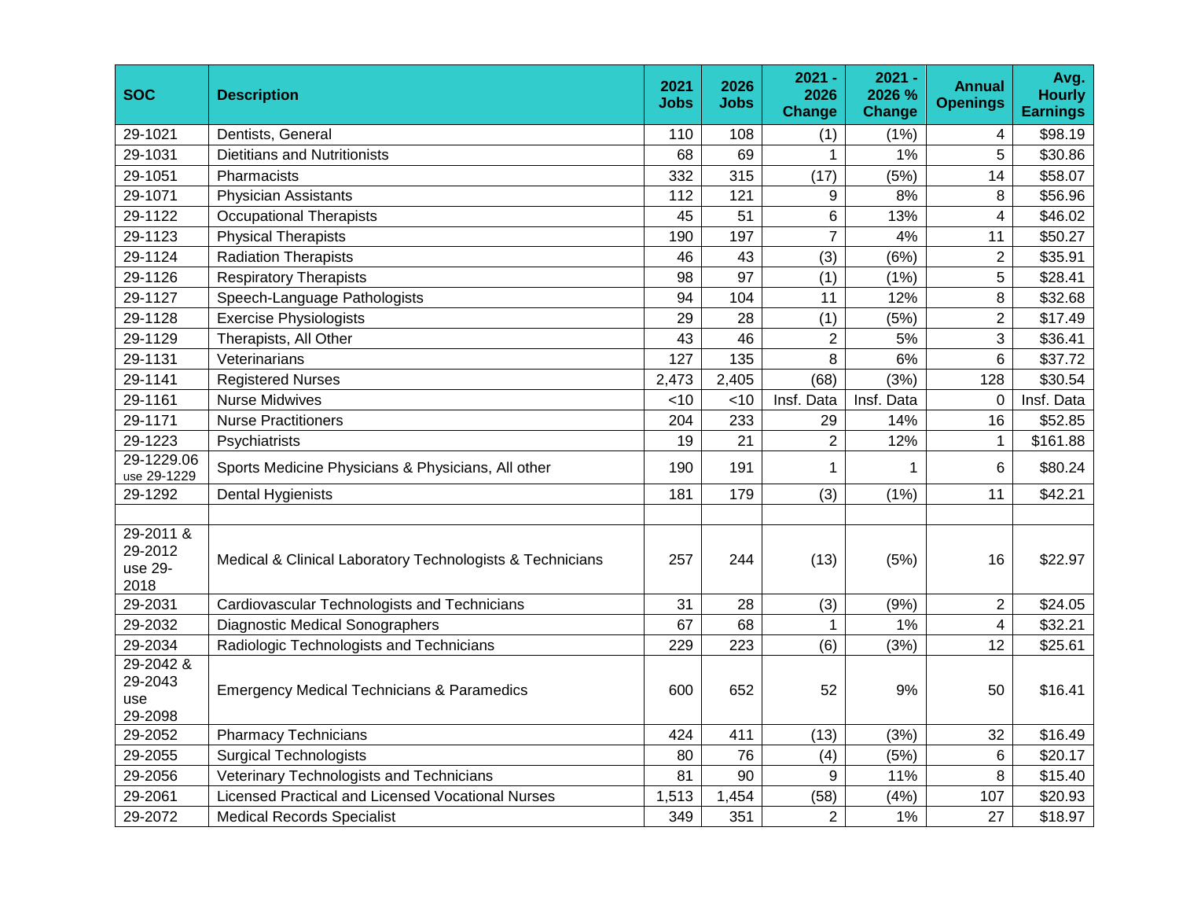| SOC | Description | 2021 Jobs | 2026 Jobs | 2021 - 2026 Change | 2021 - 2026 % Change | Annual Openings | Avg. Hourly Earnings |
|---|---|---|---|---|---|---|---|
| 29-1021 | Dentists, General | 110 | 108 | (1) | (1%) | 4 | $98.19 |
| 29-1031 | Dietitians and Nutritionists | 68 | 69 | 1 | 1% | 5 | $30.86 |
| 29-1051 | Pharmacists | 332 | 315 | (17) | (5%) | 14 | $58.07 |
| 29-1071 | Physician Assistants | 112 | 121 | 9 | 8% | 8 | $56.96 |
| 29-1122 | Occupational Therapists | 45 | 51 | 6 | 13% | 4 | $46.02 |
| 29-1123 | Physical Therapists | 190 | 197 | 7 | 4% | 11 | $50.27 |
| 29-1124 | Radiation Therapists | 46 | 43 | (3) | (6%) | 2 | $35.91 |
| 29-1126 | Respiratory Therapists | 98 | 97 | (1) | (1%) | 5 | $28.41 |
| 29-1127 | Speech-Language Pathologists | 94 | 104 | 11 | 12% | 8 | $32.68 |
| 29-1128 | Exercise Physiologists | 29 | 28 | (1) | (5%) | 2 | $17.49 |
| 29-1129 | Therapists, All Other | 43 | 46 | 2 | 5% | 3 | $36.41 |
| 29-1131 | Veterinarians | 127 | 135 | 8 | 6% | 6 | $37.72 |
| 29-1141 | Registered Nurses | 2,473 | 2,405 | (68) | (3%) | 128 | $30.54 |
| 29-1161 | Nurse Midwives | <10 | <10 | Insf. Data | Insf. Data | 0 | Insf. Data |
| 29-1171 | Nurse Practitioners | 204 | 233 | 29 | 14% | 16 | $52.85 |
| 29-1223 | Psychiatrists | 19 | 21 | 2 | 12% | 1 | $161.88 |
| 29-1229.06 use 29-1229 | Sports Medicine Physicians & Physicians, All other | 190 | 191 | 1 | 1 | 6 | $80.24 |
| 29-1292 | Dental Hygienists | 181 | 179 | (3) | (1%) | 11 | $42.21 |
| | | | | | | | |
| 29-2011 & 29-2012 use 29-2018 | Medical & Clinical Laboratory Technologists & Technicians | 257 | 244 | (13) | (5%) | 16 | $22.97 |
| 29-2031 | Cardiovascular Technologists and Technicians | 31 | 28 | (3) | (9%) | 2 | $24.05 |
| 29-2032 | Diagnostic Medical Sonographers | 67 | 68 | 1 | 1% | 4 | $32.21 |
| 29-2034 | Radiologic Technologists and Technicians | 229 | 223 | (6) | (3%) | 12 | $25.61 |
| 29-2042 & 29-2043 use 29-2098 | Emergency Medical Technicians & Paramedics | 600 | 652 | 52 | 9% | 50 | $16.41 |
| 29-2052 | Pharmacy Technicians | 424 | 411 | (13) | (3%) | 32 | $16.49 |
| 29-2055 | Surgical Technologists | 80 | 76 | (4) | (5%) | 6 | $20.17 |
| 29-2056 | Veterinary Technologists and Technicians | 81 | 90 | 9 | 11% | 8 | $15.40 |
| 29-2061 | Licensed Practical and Licensed Vocational Nurses | 1,513 | 1,454 | (58) | (4%) | 107 | $20.93 |
| 29-2072 | Medical Records Specialist | 349 | 351 | 2 | 1% | 27 | $18.97 |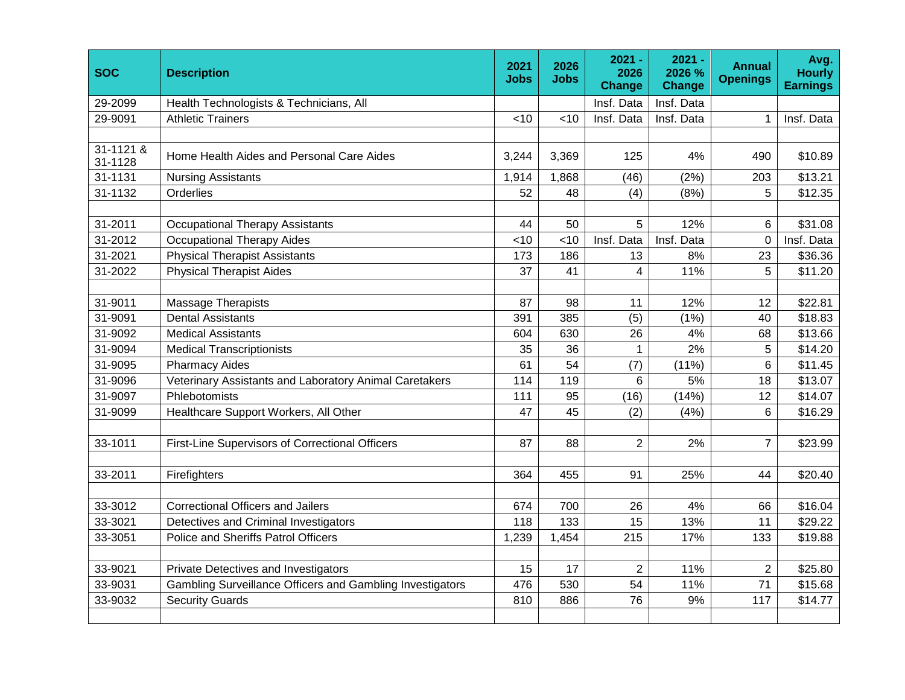| SOC | Description | 2021 Jobs | 2026 Jobs | 2021 - 2026 Change | 2021 - 2026 % Change | Annual Openings | Avg. Hourly Earnings |
|---|---|---|---|---|---|---|---|
| 29-2099 | Health Technologists & Technicians, All | | | Insf. Data | Insf. Data | | |
| 29-9091 | Athletic Trainers | <10 | <10 | Insf. Data | Insf. Data | 1 | Insf. Data |
| | | | | | | | |
| 31-1121 & 31-1128 | Home Health Aides and Personal Care Aides | 3,244 | 3,369 | 125 | 4% | 490 | $10.89 |
| 31-1131 | Nursing Assistants | 1,914 | 1,868 | (46) | (2%) | 203 | $13.21 |
| 31-1132 | Orderlies | 52 | 48 | (4) | (8%) | 5 | $12.35 |
| | | | | | | | |
| 31-2011 | Occupational Therapy Assistants | 44 | 50 | 5 | 12% | 6 | $31.08 |
| 31-2012 | Occupational Therapy Aides | <10 | <10 | Insf. Data | Insf. Data | 0 | Insf. Data |
| 31-2021 | Physical Therapist Assistants | 173 | 186 | 13 | 8% | 23 | $36.36 |
| 31-2022 | Physical Therapist Aides | 37 | 41 | 4 | 11% | 5 | $11.20 |
| | | | | | | | |
| 31-9011 | Massage Therapists | 87 | 98 | 11 | 12% | 12 | $22.81 |
| 31-9091 | Dental Assistants | 391 | 385 | (5) | (1%) | 40 | $18.83 |
| 31-9092 | Medical Assistants | 604 | 630 | 26 | 4% | 68 | $13.66 |
| 31-9094 | Medical Transcriptionists | 35 | 36 | 1 | 2% | 5 | $14.20 |
| 31-9095 | Pharmacy Aides | 61 | 54 | (7) | (11%) | 6 | $11.45 |
| 31-9096 | Veterinary Assistants and Laboratory Animal Caretakers | 114 | 119 | 6 | 5% | 18 | $13.07 |
| 31-9097 | Phlebotomists | 111 | 95 | (16) | (14%) | 12 | $14.07 |
| 31-9099 | Healthcare Support Workers, All Other | 47 | 45 | (2) | (4%) | 6 | $16.29 |
| | | | | | | | |
| 33-1011 | First-Line Supervisors of Correctional Officers | 87 | 88 | 2 | 2% | 7 | $23.99 |
| | | | | | | | |
| 33-2011 | Firefighters | 364 | 455 | 91 | 25% | 44 | $20.40 |
| | | | | | | | |
| 33-3012 | Correctional Officers and Jailers | 674 | 700 | 26 | 4% | 66 | $16.04 |
| 33-3021 | Detectives and Criminal Investigators | 118 | 133 | 15 | 13% | 11 | $29.22 |
| 33-3051 | Police and Sheriffs Patrol Officers | 1,239 | 1,454 | 215 | 17% | 133 | $19.88 |
| | | | | | | | |
| 33-9021 | Private Detectives and Investigators | 15 | 17 | 2 | 11% | 2 | $25.80 |
| 33-9031 | Gambling Surveillance Officers and Gambling Investigators | 476 | 530 | 54 | 11% | 71 | $15.68 |
| 33-9032 | Security Guards | 810 | 886 | 76 | 9% | 117 | $14.77 |
| | | | | | | | |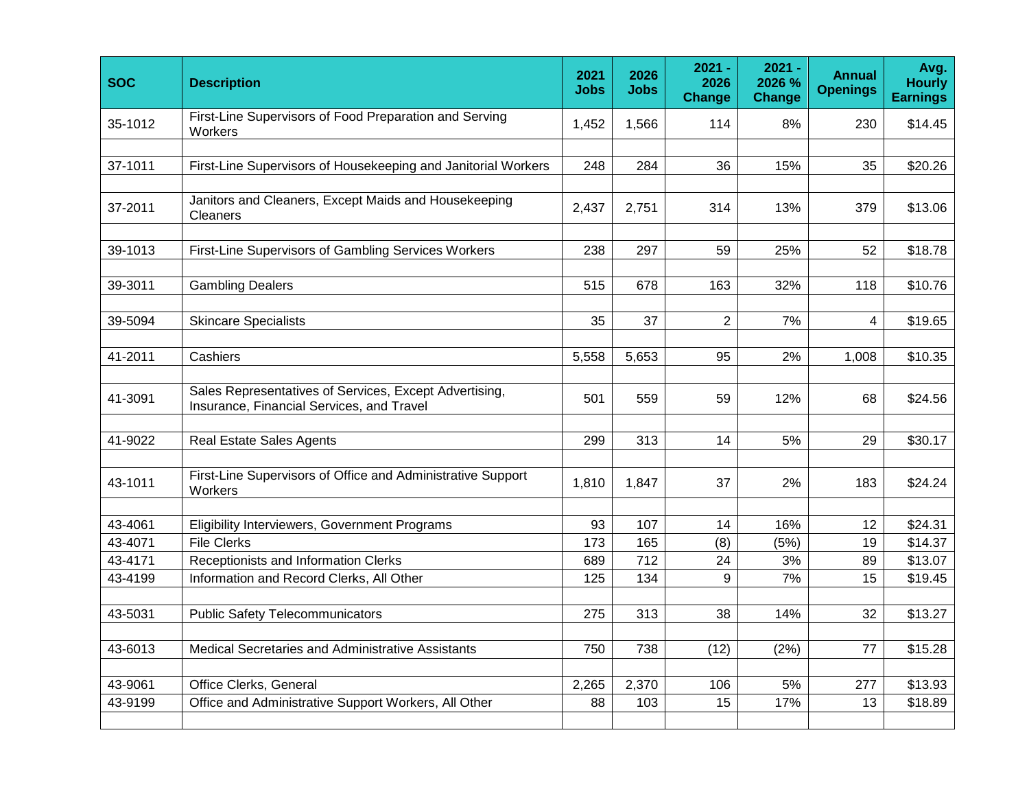| SOC | Description | 2021 Jobs | 2026 Jobs | 2021 - 2026 Change | 2021 - 2026 % Change | Annual Openings | Avg. Hourly Earnings |
|---|---|---|---|---|---|---|---|
| 35-1012 | First-Line Supervisors of Food Preparation and Serving Workers | 1,452 | 1,566 | 114 | 8% | 230 | $14.45 |
| | | | | | | | |
| 37-1011 | First-Line Supervisors of Housekeeping and Janitorial Workers | 248 | 284 | 36 | 15% | 35 | $20.26 |
| | | | | | | | |
| 37-2011 | Janitors and Cleaners, Except Maids and Housekeeping Cleaners | 2,437 | 2,751 | 314 | 13% | 379 | $13.06 |
| | | | | | | | |
| 39-1013 | First-Line Supervisors of Gambling Services Workers | 238 | 297 | 59 | 25% | 52 | $18.78 |
| | | | | | | | |
| 39-3011 | Gambling Dealers | 515 | 678 | 163 | 32% | 118 | $10.76 |
| | | | | | | | |
| 39-5094 | Skincare Specialists | 35 | 37 | 2 | 7% | 4 | $19.65 |
| | | | | | | | |
| 41-2011 | Cashiers | 5,558 | 5,653 | 95 | 2% | 1,008 | $10.35 |
| | | | | | | | |
| 41-3091 | Sales Representatives of Services, Except Advertising, Insurance, Financial Services, and Travel | 501 | 559 | 59 | 12% | 68 | $24.56 |
| | | | | | | | |
| 41-9022 | Real Estate Sales Agents | 299 | 313 | 14 | 5% | 29 | $30.17 |
| | | | | | | | |
| 43-1011 | First-Line Supervisors of Office and Administrative Support Workers | 1,810 | 1,847 | 37 | 2% | 183 | $24.24 |
| | | | | | | | |
| 43-4061 | Eligibility Interviewers, Government Programs | 93 | 107 | 14 | 16% | 12 | $24.31 |
| 43-4071 | File Clerks | 173 | 165 | (8) | (5%) | 19 | $14.37 |
| 43-4171 | Receptionists and Information Clerks | 689 | 712 | 24 | 3% | 89 | $13.07 |
| 43-4199 | Information and Record Clerks, All Other | 125 | 134 | 9 | 7% | 15 | $19.45 |
| | | | | | | | |
| 43-5031 | Public Safety Telecommunicators | 275 | 313 | 38 | 14% | 32 | $13.27 |
| | | | | | | | |
| 43-6013 | Medical Secretaries and Administrative Assistants | 750 | 738 | (12) | (2%) | 77 | $15.28 |
| | | | | | | | |
| 43-9061 | Office Clerks, General | 2,265 | 2,370 | 106 | 5% | 277 | $13.93 |
| 43-9199 | Office and Administrative Support Workers, All Other | 88 | 103 | 15 | 17% | 13 | $18.89 |
| | | | | | | | |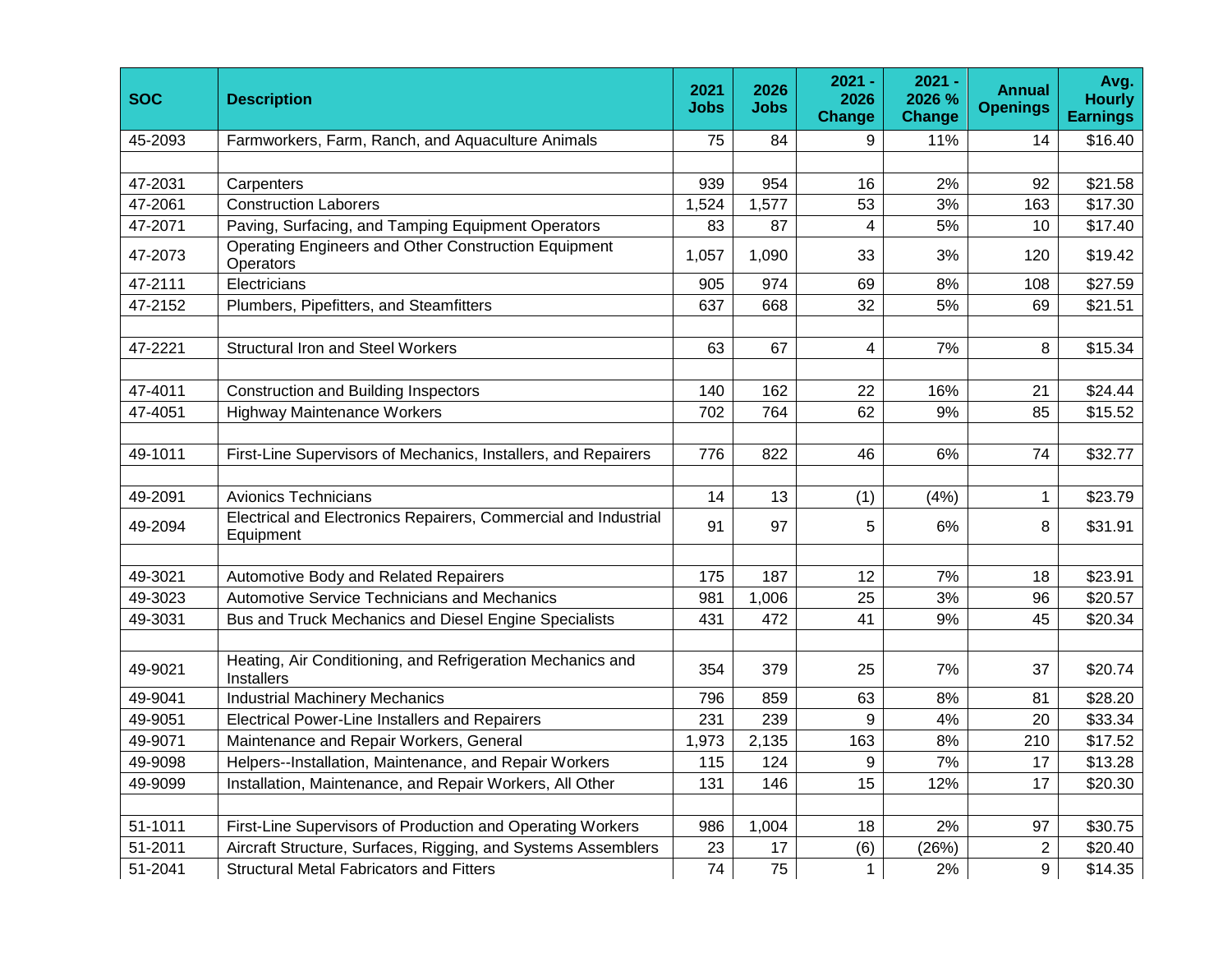| SOC | Description | 2021 Jobs | 2026 Jobs | 2021 - 2026 Change | 2021 - 2026 % Change | Annual Openings | Avg. Hourly Earnings |
|---|---|---|---|---|---|---|---|
| 45-2093 | Farmworkers, Farm, Ranch, and Aquaculture Animals | 75 | 84 | 9 | 11% | 14 | $16.40 |
| | | | | | | | |
| 47-2031 | Carpenters | 939 | 954 | 16 | 2% | 92 | $21.58 |
| 47-2061 | Construction Laborers | 1,524 | 1,577 | 53 | 3% | 163 | $17.30 |
| 47-2071 | Paving, Surfacing, and Tamping Equipment Operators | 83 | 87 | 4 | 5% | 10 | $17.40 |
| 47-2073 | Operating Engineers and Other Construction Equipment Operators | 1,057 | 1,090 | 33 | 3% | 120 | $19.42 |
| 47-2111 | Electricians | 905 | 974 | 69 | 8% | 108 | $27.59 |
| 47-2152 | Plumbers, Pipefitters, and Steamfitters | 637 | 668 | 32 | 5% | 69 | $21.51 |
| | | | | | | | |
| 47-2221 | Structural Iron and Steel Workers | 63 | 67 | 4 | 7% | 8 | $15.34 |
| | | | | | | | |
| 47-4011 | Construction and Building Inspectors | 140 | 162 | 22 | 16% | 21 | $24.44 |
| 47-4051 | Highway Maintenance Workers | 702 | 764 | 62 | 9% | 85 | $15.52 |
| | | | | | | | |
| 49-1011 | First-Line Supervisors of Mechanics, Installers, and Repairers | 776 | 822 | 46 | 6% | 74 | $32.77 |
| | | | | | | | |
| 49-2091 | Avionics Technicians | 14 | 13 | (1) | (4%) | 1 | $23.79 |
| 49-2094 | Electrical and Electronics Repairers, Commercial and Industrial Equipment | 91 | 97 | 5 | 6% | 8 | $31.91 |
| | | | | | | | |
| 49-3021 | Automotive Body and Related Repairers | 175 | 187 | 12 | 7% | 18 | $23.91 |
| 49-3023 | Automotive Service Technicians and Mechanics | 981 | 1,006 | 25 | 3% | 96 | $20.57 |
| 49-3031 | Bus and Truck Mechanics and Diesel Engine Specialists | 431 | 472 | 41 | 9% | 45 | $20.34 |
| | | | | | | | |
| 49-9021 | Heating, Air Conditioning, and Refrigeration Mechanics and Installers | 354 | 379 | 25 | 7% | 37 | $20.74 |
| 49-9041 | Industrial Machinery Mechanics | 796 | 859 | 63 | 8% | 81 | $28.20 |
| 49-9051 | Electrical Power-Line Installers and Repairers | 231 | 239 | 9 | 4% | 20 | $33.34 |
| 49-9071 | Maintenance and Repair Workers, General | 1,973 | 2,135 | 163 | 8% | 210 | $17.52 |
| 49-9098 | Helpers--Installation, Maintenance, and Repair Workers | 115 | 124 | 9 | 7% | 17 | $13.28 |
| 49-9099 | Installation, Maintenance, and Repair Workers, All Other | 131 | 146 | 15 | 12% | 17 | $20.30 |
| | | | | | | | |
| 51-1011 | First-Line Supervisors of Production and Operating Workers | 986 | 1,004 | 18 | 2% | 97 | $30.75 |
| 51-2011 | Aircraft Structure, Surfaces, Rigging, and Systems Assemblers | 23 | 17 | (6) | (26%) | 2 | $20.40 |
| 51-2041 | Structural Metal Fabricators and Fitters | 74 | 75 | 1 | 2% | 9 | $14.35 |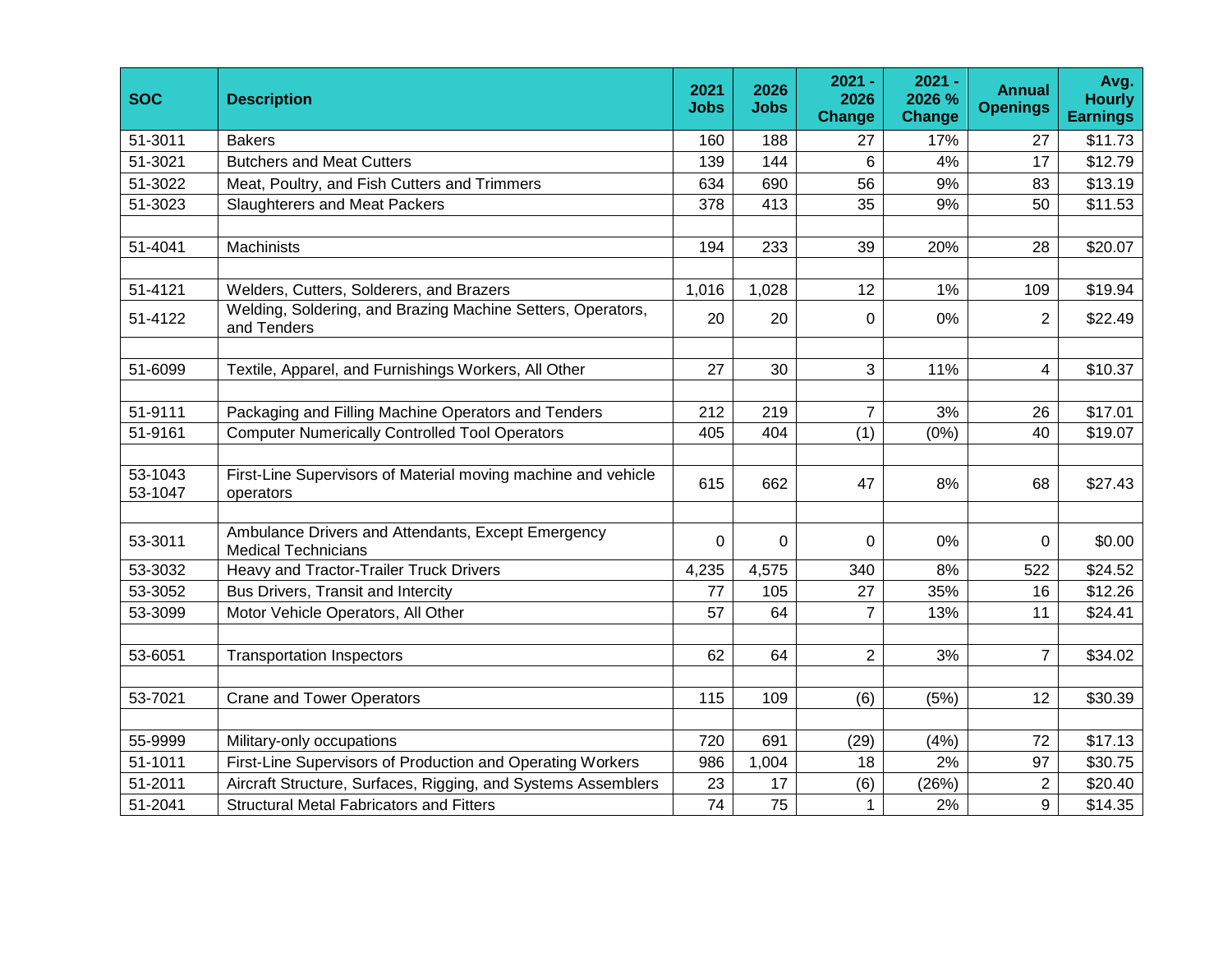| SOC | Description | 2021 Jobs | 2026 Jobs | 2021 - 2026 Change | 2021 - 2026 % Change | Annual Openings | Avg. Hourly Earnings |
|---|---|---|---|---|---|---|---|
| 51-3011 | Bakers | 160 | 188 | 27 | 17% | 27 | $11.73 |
| 51-3021 | Butchers and Meat Cutters | 139 | 144 | 6 | 4% | 17 | $12.79 |
| 51-3022 | Meat, Poultry, and Fish Cutters and Trimmers | 634 | 690 | 56 | 9% | 83 | $13.19 |
| 51-3023 | Slaughterers and Meat Packers | 378 | 413 | 35 | 9% | 50 | $11.53 |
| | | | | | | | |
| 51-4041 | Machinists | 194 | 233 | 39 | 20% | 28 | $20.07 |
| | | | | | | | |
| 51-4121 | Welders, Cutters, Solderers, and Brazers | 1,016 | 1,028 | 12 | 1% | 109 | $19.94 |
| 51-4122 | Welding, Soldering, and Brazing Machine Setters, Operators, and Tenders | 20 | 20 | 0 | 0% | 2 | $22.49 |
| | | | | | | | |
| 51-6099 | Textile, Apparel, and Furnishings Workers, All Other | 27 | 30 | 3 | 11% | 4 | $10.37 |
| | | | | | | | |
| 51-9111 | Packaging and Filling Machine Operators and Tenders | 212 | 219 | 7 | 3% | 26 | $17.01 |
| 51-9161 | Computer Numerically Controlled Tool Operators | 405 | 404 | (1) | (0%) | 40 | $19.07 |
| | | | | | | | |
| 53-1043 53-1047 | First-Line Supervisors of Material moving machine and vehicle operators | 615 | 662 | 47 | 8% | 68 | $27.43 |
| | | | | | | | |
| 53-3011 | Ambulance Drivers and Attendants, Except Emergency Medical Technicians | 0 | 0 | 0 | 0% | 0 | $0.00 |
| 53-3032 | Heavy and Tractor-Trailer Truck Drivers | 4,235 | 4,575 | 340 | 8% | 522 | $24.52 |
| 53-3052 | Bus Drivers, Transit and Intercity | 77 | 105 | 27 | 35% | 16 | $12.26 |
| 53-3099 | Motor Vehicle Operators, All Other | 57 | 64 | 7 | 13% | 11 | $24.41 |
| | | | | | | | |
| 53-6051 | Transportation Inspectors | 62 | 64 | 2 | 3% | 7 | $34.02 |
| | | | | | | | |
| 53-7021 | Crane and Tower Operators | 115 | 109 | (6) | (5%) | 12 | $30.39 |
| | | | | | | | |
| 55-9999 | Military-only occupations | 720 | 691 | (29) | (4%) | 72 | $17.13 |
| 51-1011 | First-Line Supervisors of Production and Operating Workers | 986 | 1,004 | 18 | 2% | 97 | $30.75 |
| 51-2011 | Aircraft Structure, Surfaces, Rigging, and Systems Assemblers | 23 | 17 | (6) | (26%) | 2 | $20.40 |
| 51-2041 | Structural Metal Fabricators and Fitters | 74 | 75 | 1 | 2% | 9 | $14.35 |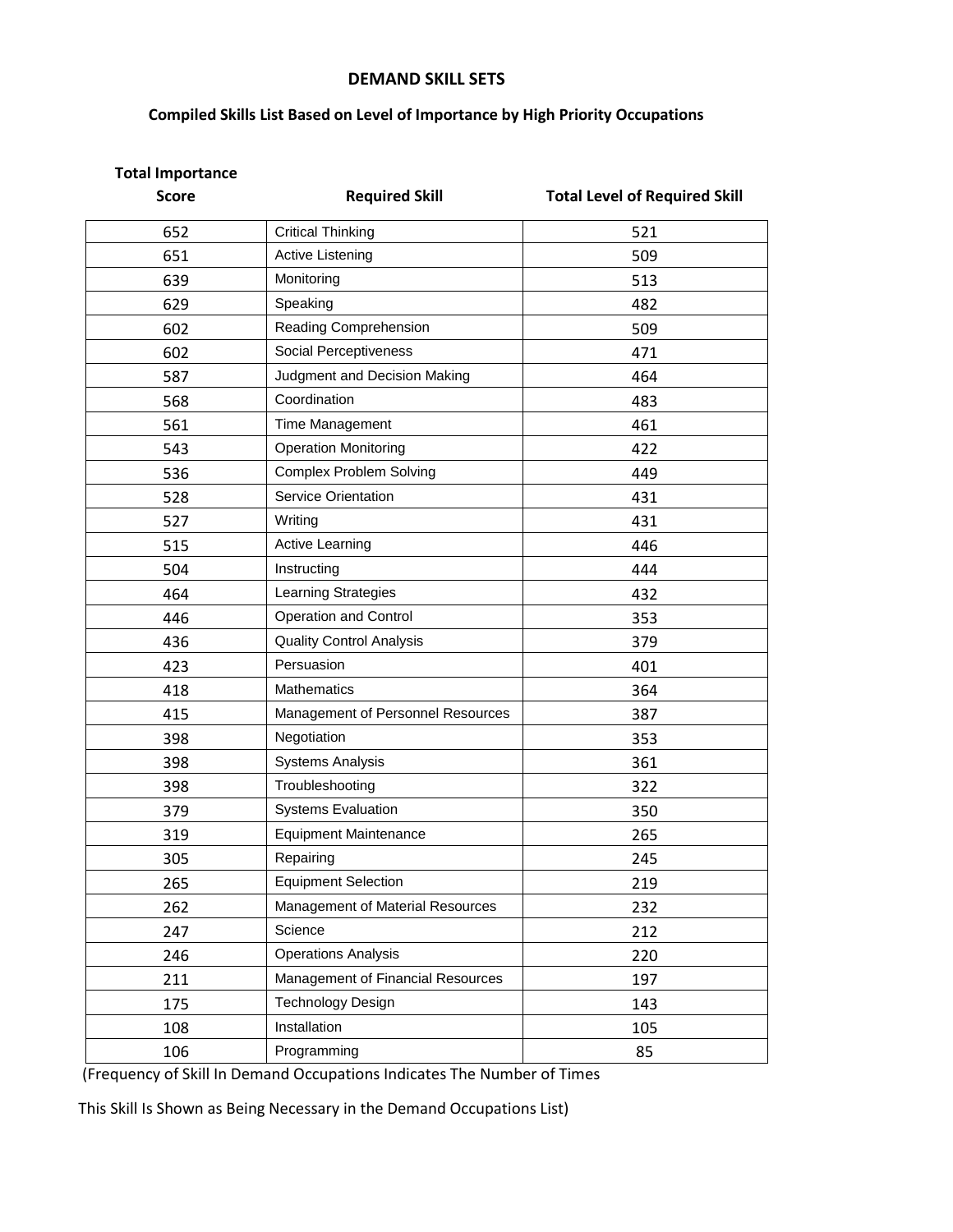# DEMAND SKILL SETS

## Compiled Skills List Based on Level of Importance by High Priority Occupations

| Total Importance Score | Required Skill | Total Level of Required Skill |
|---|---|---|
| 652 | Critical Thinking | 521 |
| 651 | Active Listening | 509 |
| 639 | Monitoring | 513 |
| 629 | Speaking | 482 |
| 602 | Reading Comprehension | 509 |
| 602 | Social Perceptiveness | 471 |
| 587 | Judgment and Decision Making | 464 |
| 568 | Coordination | 483 |
| 561 | Time Management | 461 |
| 543 | Operation Monitoring | 422 |
| 536 | Complex Problem Solving | 449 |
| 528 | Service Orientation | 431 |
| 527 | Writing | 431 |
| 515 | Active Learning | 446 |
| 504 | Instructing | 444 |
| 464 | Learning Strategies | 432 |
| 446 | Operation and Control | 353 |
| 436 | Quality Control Analysis | 379 |
| 423 | Persuasion | 401 |
| 418 | Mathematics | 364 |
| 415 | Management of Personnel Resources | 387 |
| 398 | Negotiation | 353 |
| 398 | Systems Analysis | 361 |
| 398 | Troubleshooting | 322 |
| 379 | Systems Evaluation | 350 |
| 319 | Equipment Maintenance | 265 |
| 305 | Repairing | 245 |
| 265 | Equipment Selection | 219 |
| 262 | Management of Material Resources | 232 |
| 247 | Science | 212 |
| 246 | Operations Analysis | 220 |
| 211 | Management of Financial Resources | 197 |
| 175 | Technology Design | 143 |
| 108 | Installation | 105 |
| 106 | Programming | 85 |

(Frequency of Skill In Demand Occupations Indicates The Number of Times This Skill Is Shown as Being Necessary in the Demand Occupations List)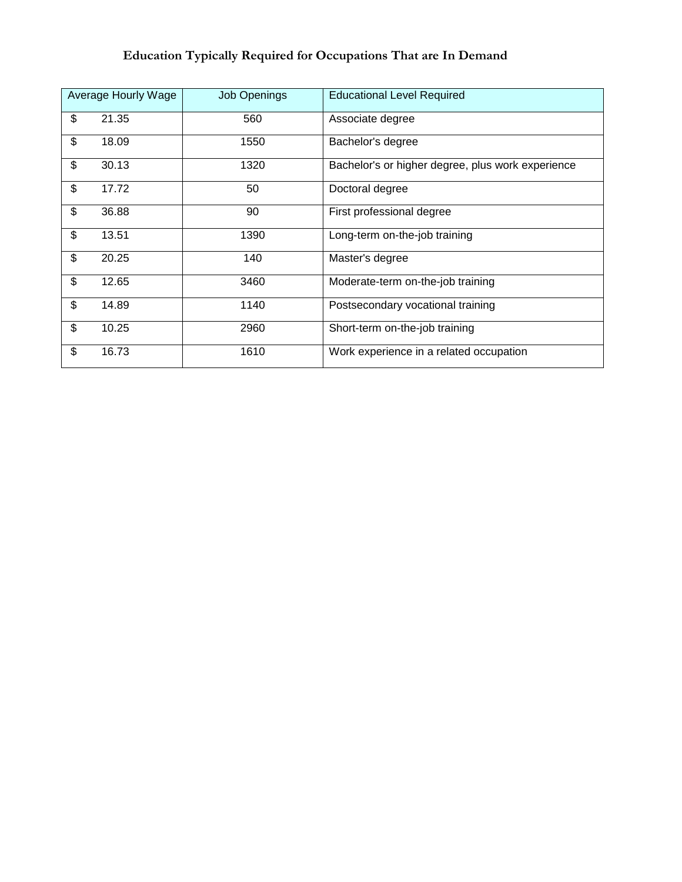# Education Typically Required for Occupations That are In Demand

| Average Hourly Wage | Job Openings | Educational Level Required |
|---|---|---|
| $ 21.35 | 560 | Associate degree |
| $ 18.09 | 1550 | Bachelor's degree |
| $ 30.13 | 1320 | Bachelor's or higher degree, plus work experience |
| $ 17.72 | 50 | Doctoral degree |
| $ 36.88 | 90 | First professional degree |
| $ 13.51 | 1390 | Long-term on-the-job training |
| $ 20.25 | 140 | Master's degree |
| $ 12.65 | 3460 | Moderate-term on-the-job training |
| $ 14.89 | 1140 | Postsecondary vocational training |
| $ 10.25 | 2960 | Short-term on-the-job training |
| $ 16.73 | 1610 | Work experience in a related occupation |